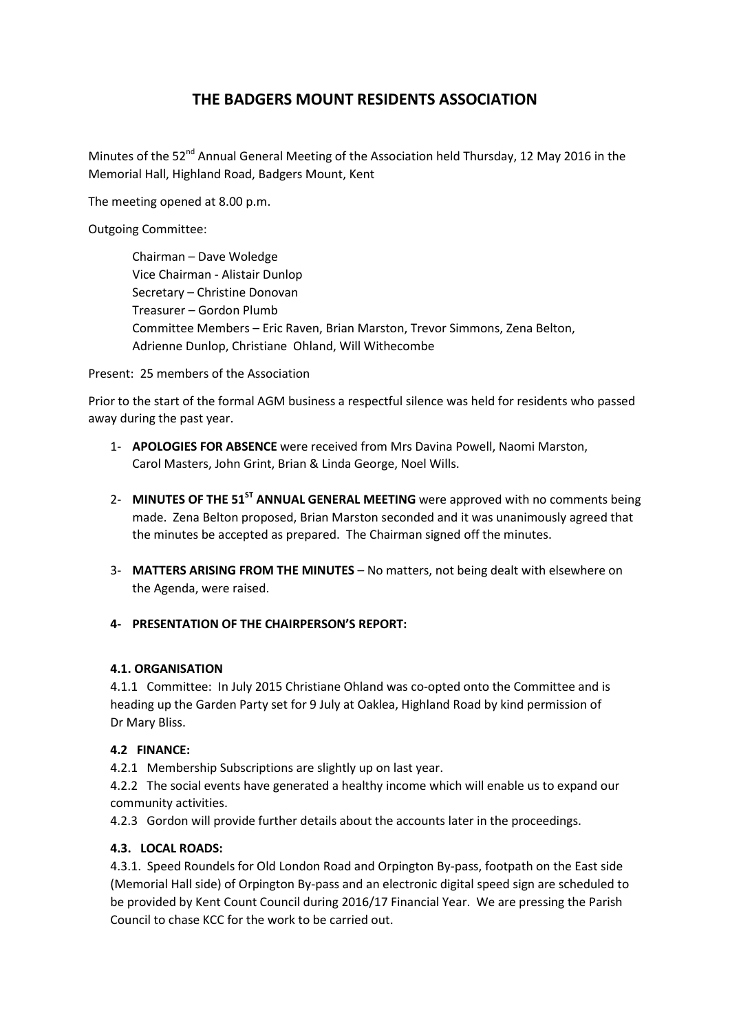# THE BADGERS MOUNT RESIDENTS ASSOCIATION

Minutes of the 52nd Annual General Meeting of the Association held Thursday, 12 May 2016 in the Memorial Hall, Highland Road, Badgers Mount, Kent

The meeting opened at 8.00 p.m.

Outgoing Committee:

Chairman – Dave Woledge
Vice Chairman - Alistair Dunlop
Secretary – Christine Donovan
Treasurer – Gordon Plumb
Committee Members – Eric Raven, Brian Marston, Trevor Simmons, Zena Belton, Adrienne Dunlop, Christiane Ohland, Will Withecombe

Present: 25 members of the Association

Prior to the start of the formal AGM business a respectful silence was held for residents who passed away during the past year.

1- **APOLOGIES FOR ABSENCE** were received from Mrs Davina Powell, Naomi Marston, Carol Masters, John Grint, Brian & Linda George, Noel Wills.

2- **MINUTES OF THE 51ST ANNUAL GENERAL MEETING** were approved with no comments being made. Zena Belton proposed, Brian Marston seconded and it was unanimously agreed that the minutes be accepted as prepared. The Chairman signed off the minutes.

3- **MATTERS ARISING FROM THE MINUTES** – No matters, not being dealt with elsewhere on the Agenda, were raised.

**4- PRESENTATION OF THE CHAIRPERSON'S REPORT:**

**4.1. ORGANISATION**

4.1.1 Committee: In July 2015 Christiane Ohland was co-opted onto the Committee and is heading up the Garden Party set for 9 July at Oaklea, Highland Road by kind permission of Dr Mary Bliss.

**4.2 FINANCE:**

4.2.1 Membership Subscriptions are slightly up on last year.

4.2.2 The social events have generated a healthy income which will enable us to expand our community activities.

4.2.3 Gordon will provide further details about the accounts later in the proceedings.

**4.3. LOCAL ROADS:**

4.3.1. Speed Roundels for Old London Road and Orpington By-pass, footpath on the East side (Memorial Hall side) of Orpington By-pass and an electronic digital speed sign are scheduled to be provided by Kent Count Council during 2016/17 Financial Year. We are pressing the Parish Council to chase KCC for the work to be carried out.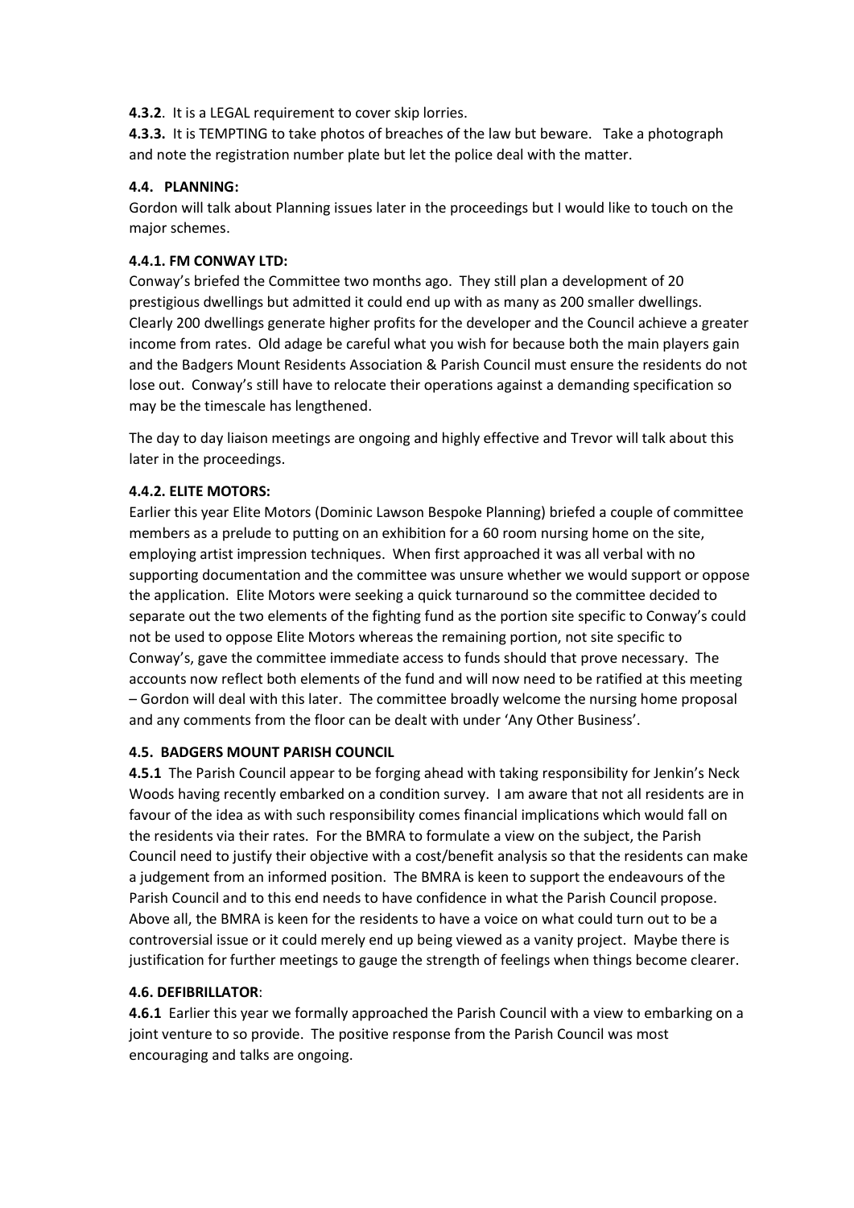**4.3.2**. It is a LEGAL requirement to cover skip lorries.

**4.3.3.** It is TEMPTING to take photos of breaches of the law but beware. Take a photograph and note the registration number plate but let the police deal with the matter.

### 4.4. PLANNING:

Gordon will talk about Planning issues later in the proceedings but I would like to touch on the major schemes.

#### 4.4.1. FM CONWAY LTD:

Conway's briefed the Committee two months ago. They still plan a development of 20 prestigious dwellings but admitted it could end up with as many as 200 smaller dwellings. Clearly 200 dwellings generate higher profits for the developer and the Council achieve a greater income from rates. Old adage be careful what you wish for because both the main players gain and the Badgers Mount Residents Association & Parish Council must ensure the residents do not lose out. Conway's still have to relocate their operations against a demanding specification so may be the timescale has lengthened.

The day to day liaison meetings are ongoing and highly effective and Trevor will talk about this later in the proceedings.

#### 4.4.2. ELITE MOTORS:

Earlier this year Elite Motors (Dominic Lawson Bespoke Planning) briefed a couple of committee members as a prelude to putting on an exhibition for a 60 room nursing home on the site, employing artist impression techniques. When first approached it was all verbal with no supporting documentation and the committee was unsure whether we would support or oppose the application. Elite Motors were seeking a quick turnaround so the committee decided to separate out the two elements of the fighting fund as the portion site specific to Conway's could not be used to oppose Elite Motors whereas the remaining portion, not site specific to Conway's, gave the committee immediate access to funds should that prove necessary. The accounts now reflect both elements of the fund and will now need to be ratified at this meeting – Gordon will deal with this later. The committee broadly welcome the nursing home proposal and any comments from the floor can be dealt with under 'Any Other Business'.

### 4.5. BADGERS MOUNT PARISH COUNCIL

**4.5.1** The Parish Council appear to be forging ahead with taking responsibility for Jenkin's Neck Woods having recently embarked on a condition survey. I am aware that not all residents are in favour of the idea as with such responsibility comes financial implications which would fall on the residents via their rates. For the BMRA to formulate a view on the subject, the Parish Council need to justify their objective with a cost/benefit analysis so that the residents can make a judgement from an informed position. The BMRA is keen to support the endeavours of the Parish Council and to this end needs to have confidence in what the Parish Council propose. Above all, the BMRA is keen for the residents to have a voice on what could turn out to be a controversial issue or it could merely end up being viewed as a vanity project. Maybe there is justification for further meetings to gauge the strength of feelings when things become clearer.

### 4.6. DEFIBRILLATOR:

**4.6.1** Earlier this year we formally approached the Parish Council with a view to embarking on a joint venture to so provide. The positive response from the Parish Council was most encouraging and talks are ongoing.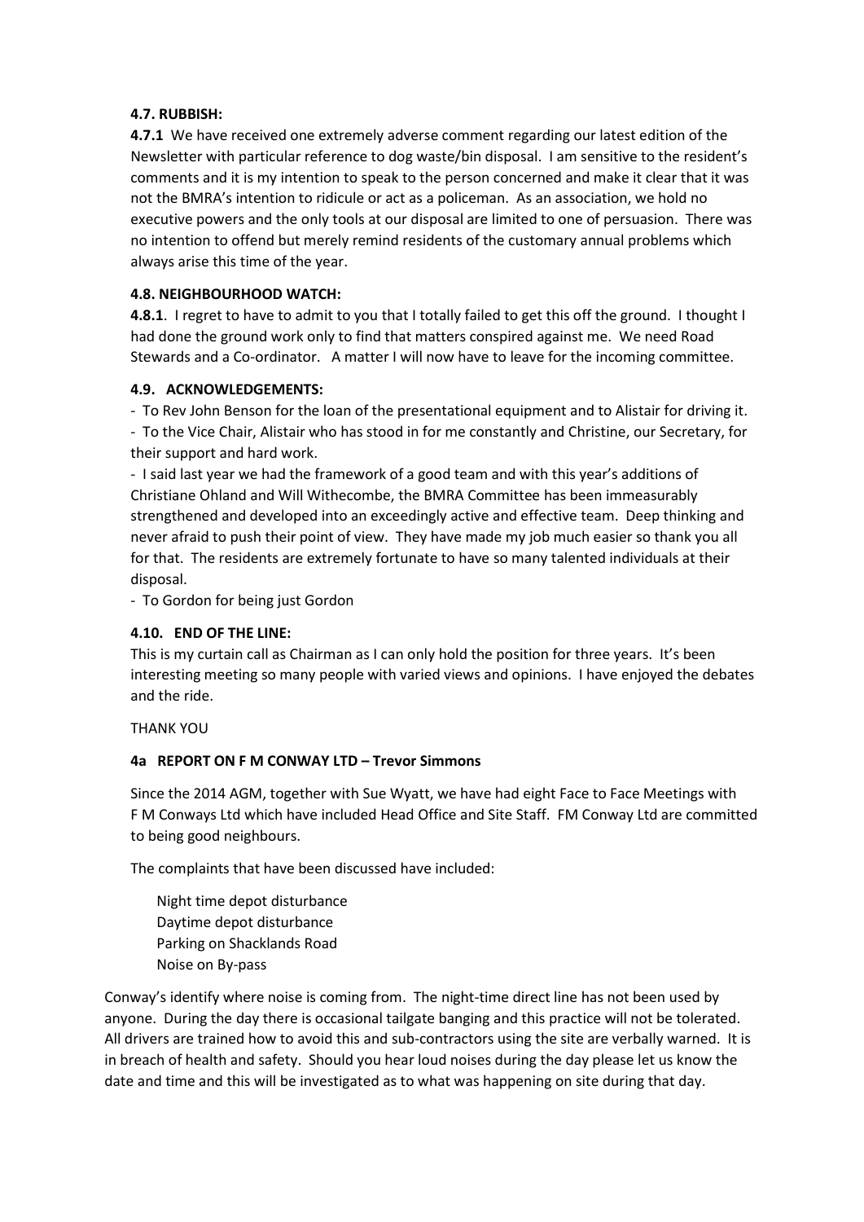#### 4.7. RUBBISH:

**4.7.1** We have received one extremely adverse comment regarding our latest edition of the Newsletter with particular reference to dog waste/bin disposal. I am sensitive to the resident's comments and it is my intention to speak to the person concerned and make it clear that it was not the BMRA's intention to ridicule or act as a policeman. As an association, we hold no executive powers and the only tools at our disposal are limited to one of persuasion. There was no intention to offend but merely remind residents of the customary annual problems which always arise this time of the year.

#### 4.8. NEIGHBOURHOOD WATCH:

**4.8.1**. I regret to have to admit to you that I totally failed to get this off the ground. I thought I had done the ground work only to find that matters conspired against me. We need Road Stewards and a Co-ordinator. A matter I will now have to leave for the incoming committee.

#### 4.9. ACKNOWLEDGEMENTS:

- To Rev John Benson for the loan of the presentational equipment and to Alistair for driving it.
- To the Vice Chair, Alistair who has stood in for me constantly and Christine, our Secretary, for their support and hard work.
- I said last year we had the framework of a good team and with this year's additions of Christiane Ohland and Will Withecombe, the BMRA Committee has been immeasurably strengthened and developed into an exceedingly active and effective team. Deep thinking and never afraid to push their point of view. They have made my job much easier so thank you all for that. The residents are extremely fortunate to have so many talented individuals at their disposal.
- To Gordon for being just Gordon

#### 4.10. END OF THE LINE:

This is my curtain call as Chairman as I can only hold the position for three years. It's been interesting meeting so many people with varied views and opinions. I have enjoyed the debates and the ride.

THANK YOU

#### 4a REPORT ON F M CONWAY LTD – Trevor Simmons

Since the 2014 AGM, together with Sue Wyatt, we have had eight Face to Face Meetings with F M Conways Ltd which have included Head Office and Site Staff. FM Conway Ltd are committed to being good neighbours.

The complaints that have been discussed have included:

Night time depot disturbance
Daytime depot disturbance
Parking on Shacklands Road
Noise on By-pass

Conway's identify where noise is coming from. The night-time direct line has not been used by anyone. During the day there is occasional tailgate banging and this practice will not be tolerated. All drivers are trained how to avoid this and sub-contractors using the site are verbally warned. It is in breach of health and safety. Should you hear loud noises during the day please let us know the date and time and this will be investigated as to what was happening on site during that day.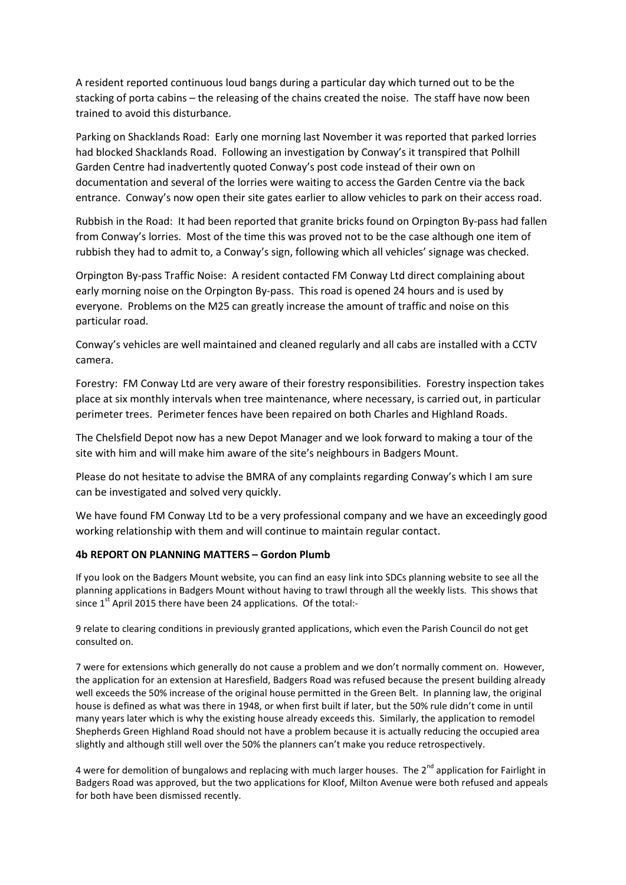A resident reported continuous loud bangs during a particular day which turned out to be the stacking of porta cabins – the releasing of the chains created the noise. The staff have now been trained to avoid this disturbance.

Parking on Shacklands Road: Early one morning last November it was reported that parked lorries had blocked Shacklands Road. Following an investigation by Conway's it transpired that Polhill Garden Centre had inadvertently quoted Conway's post code instead of their own on documentation and several of the lorries were waiting to access the Garden Centre via the back entrance. Conway's now open their site gates earlier to allow vehicles to park on their access road.

Rubbish in the Road: It had been reported that granite bricks found on Orpington By-pass had fallen from Conway's lorries. Most of the time this was proved not to be the case although one item of rubbish they had to admit to, a Conway's sign, following which all vehicles' signage was checked.

Orpington By-pass Traffic Noise: A resident contacted FM Conway Ltd direct complaining about early morning noise on the Orpington By-pass. This road is opened 24 hours and is used by everyone. Problems on the M25 can greatly increase the amount of traffic and noise on this particular road.

Conway's vehicles are well maintained and cleaned regularly and all cabs are installed with a CCTV camera.

Forestry: FM Conway Ltd are very aware of their forestry responsibilities. Forestry inspection takes place at six monthly intervals when tree maintenance, where necessary, is carried out, in particular perimeter trees. Perimeter fences have been repaired on both Charles and Highland Roads.

The Chelsfield Depot now has a new Depot Manager and we look forward to making a tour of the site with him and will make him aware of the site's neighbours in Badgers Mount.

Please do not hesitate to advise the BMRA of any complaints regarding Conway's which I am sure can be investigated and solved very quickly.

We have found FM Conway Ltd to be a very professional company and we have an exceedingly good working relationship with them and will continue to maintain regular contact.

**4b REPORT ON PLANNING MATTERS – Gordon Plumb**

If you look on the Badgers Mount website, you can find an easy link into SDCs planning website to see all the planning applications in Badgers Mount without having to trawl through all the weekly lists. This shows that since 1st April 2015 there have been 24 applications. Of the total:-

9 relate to clearing conditions in previously granted applications, which even the Parish Council do not get consulted on.

7 were for extensions which generally do not cause a problem and we don't normally comment on. However, the application for an extension at Haresfield, Badgers Road was refused because the present building already well exceeds the 50% increase of the original house permitted in the Green Belt. In planning law, the original house is defined as what was there in 1948, or when first built if later, but the 50% rule didn't come in until many years later which is why the existing house already exceeds this. Similarly, the application to remodel Shepherds Green Highland Road should not have a problem because it is actually reducing the occupied area slightly and although still well over the 50% the planners can't make you reduce retrospectively.

4 were for demolition of bungalows and replacing with much larger houses. The 2nd application for Fairlight in Badgers Road was approved, but the two applications for Kloof, Milton Avenue were both refused and appeals for both have been dismissed recently.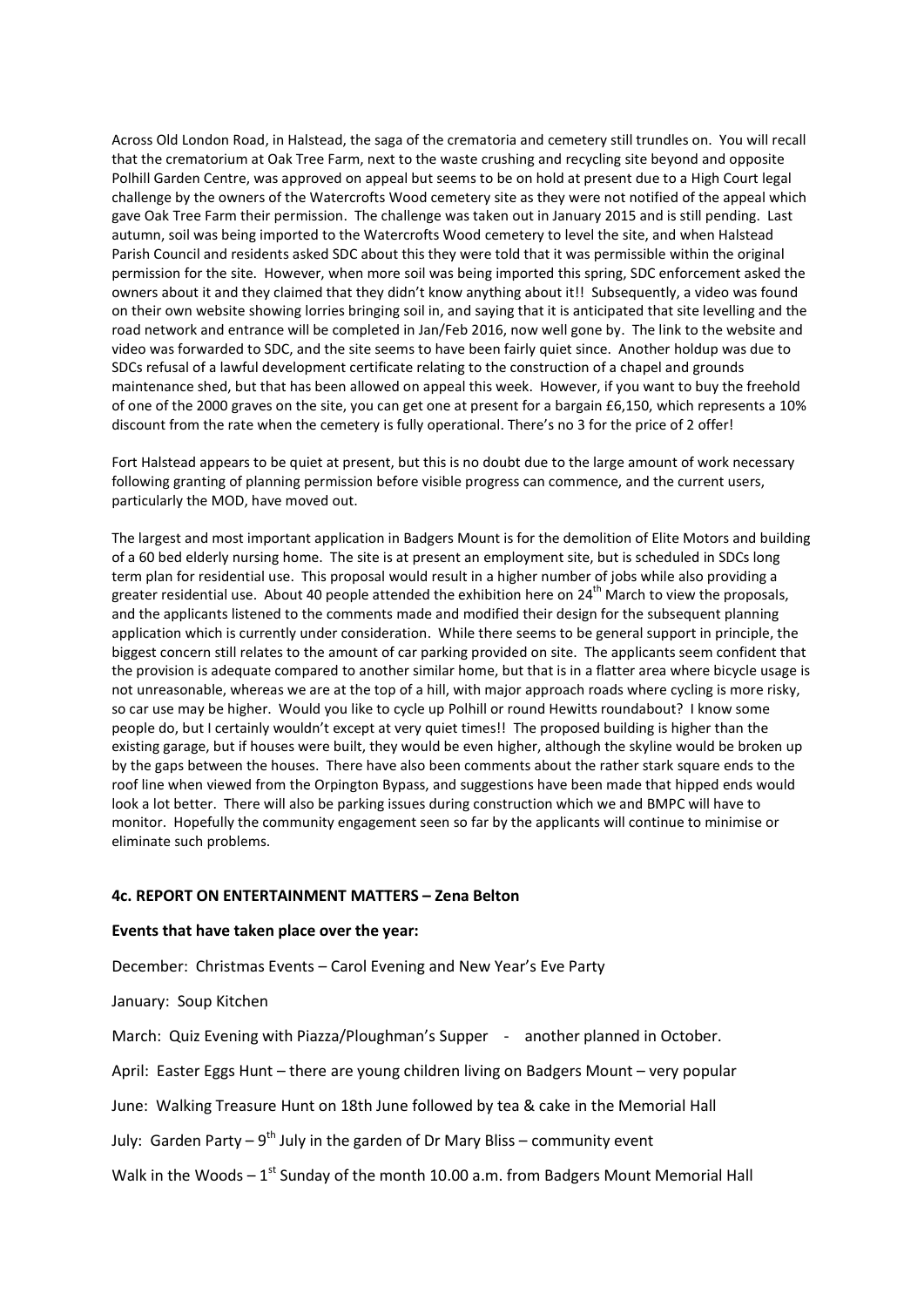Across Old London Road, in Halstead, the saga of the crematoria and cemetery still trundles on. You will recall that the crematorium at Oak Tree Farm, next to the waste crushing and recycling site beyond and opposite Polhill Garden Centre, was approved on appeal but seems to be on hold at present due to a High Court legal challenge by the owners of the Watercrofts Wood cemetery site as they were not notified of the appeal which gave Oak Tree Farm their permission. The challenge was taken out in January 2015 and is still pending. Last autumn, soil was being imported to the Watercrofts Wood cemetery to level the site, and when Halstead Parish Council and residents asked SDC about this they were told that it was permissible within the original permission for the site. However, when more soil was being imported this spring, SDC enforcement asked the owners about it and they claimed that they didn't know anything about it!! Subsequently, a video was found on their own website showing lorries bringing soil in, and saying that it is anticipated that site levelling and the road network and entrance will be completed in Jan/Feb 2016, now well gone by. The link to the website and video was forwarded to SDC, and the site seems to have been fairly quiet since. Another holdup was due to SDCs refusal of a lawful development certificate relating to the construction of a chapel and grounds maintenance shed, but that has been allowed on appeal this week. However, if you want to buy the freehold of one of the 2000 graves on the site, you can get one at present for a bargain £6,150, which represents a 10% discount from the rate when the cemetery is fully operational. There's no 3 for the price of 2 offer!

Fort Halstead appears to be quiet at present, but this is no doubt due to the large amount of work necessary following granting of planning permission before visible progress can commence, and the current users, particularly the MOD, have moved out.

The largest and most important application in Badgers Mount is for the demolition of Elite Motors and building of a 60 bed elderly nursing home. The site is at present an employment site, but is scheduled in SDCs long term plan for residential use. This proposal would result in a higher number of jobs while also providing a greater residential use. About 40 people attended the exhibition here on 24th March to view the proposals, and the applicants listened to the comments made and modified their design for the subsequent planning application which is currently under consideration. While there seems to be general support in principle, the biggest concern still relates to the amount of car parking provided on site. The applicants seem confident that the provision is adequate compared to another similar home, but that is in a flatter area where bicycle usage is not unreasonable, whereas we are at the top of a hill, with major approach roads where cycling is more risky, so car use may be higher. Would you like to cycle up Polhill or round Hewitts roundabout? I know some people do, but I certainly wouldn't except at very quiet times!! The proposed building is higher than the existing garage, but if houses were built, they would be even higher, although the skyline would be broken up by the gaps between the houses. There have also been comments about the rather stark square ends to the roof line when viewed from the Orpington Bypass, and suggestions have been made that hipped ends would look a lot better. There will also be parking issues during construction which we and BMPC will have to monitor. Hopefully the community engagement seen so far by the applicants will continue to minimise or eliminate such problems.

### 4c. REPORT ON ENTERTAINMENT MATTERS – Zena Belton

**Events that have taken place over the year:**

December: Christmas Events – Carol Evening and New Year's Eve Party

January: Soup Kitchen

March: Quiz Evening with Piazza/Ploughman's Supper - another planned in October.

April: Easter Eggs Hunt – there are young children living on Badgers Mount – very popular

June: Walking Treasure Hunt on 18th June followed by tea & cake in the Memorial Hall

July: Garden Party – 9th July in the garden of Dr Mary Bliss – community event

Walk in the Woods – 1st Sunday of the month 10.00 a.m. from Badgers Mount Memorial Hall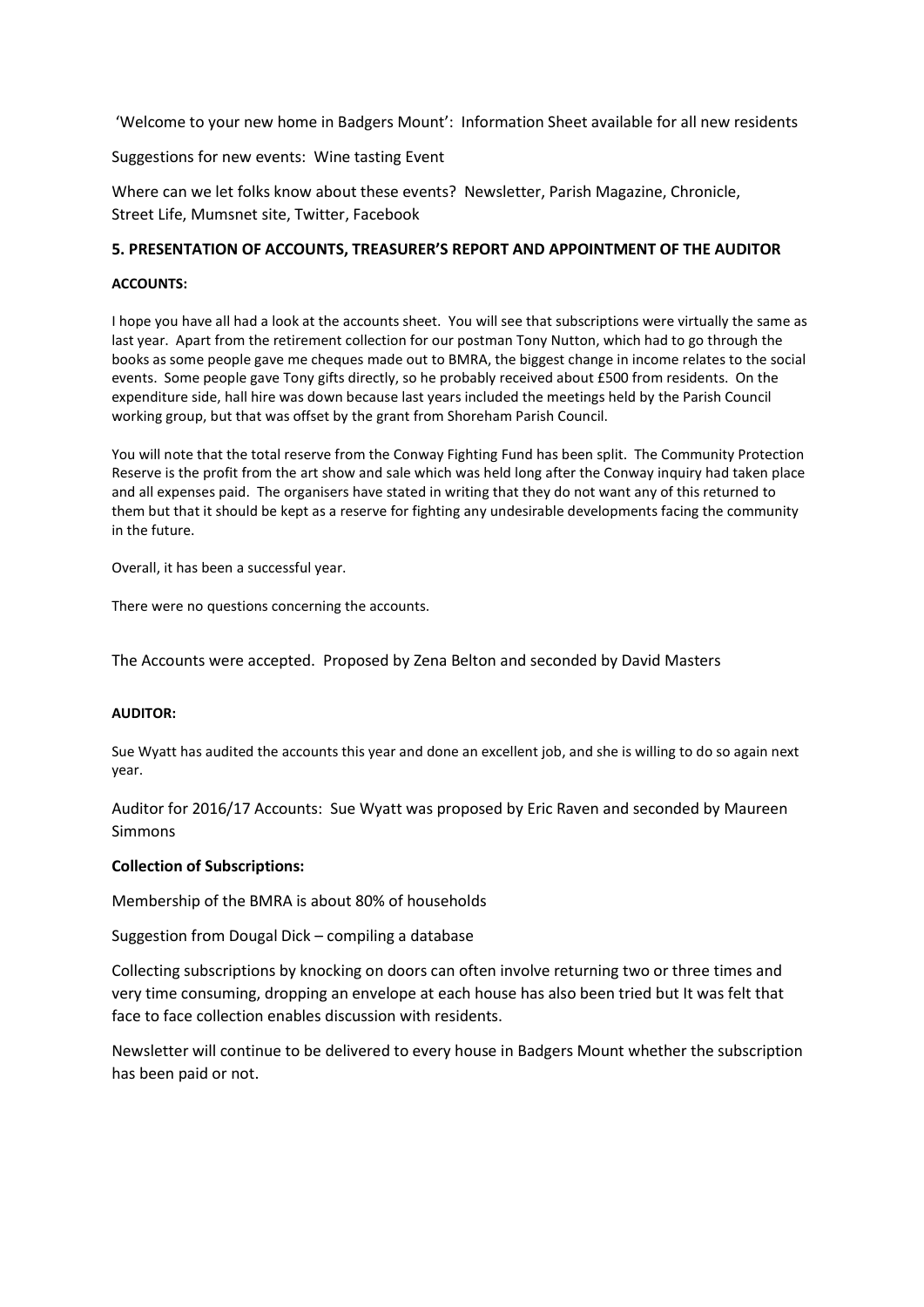'Welcome to your new home in Badgers Mount': Information Sheet available for all new residents

Suggestions for new events: Wine tasting Event

Where can we let folks know about these events? Newsletter, Parish Magazine, Chronicle, Street Life, Mumsnet site, Twitter, Facebook

### 5. PRESENTATION OF ACCOUNTS, TREASURER'S REPORT AND APPOINTMENT OF THE AUDITOR

**ACCOUNTS:**

I hope you have all had a look at the accounts sheet. You will see that subscriptions were virtually the same as last year. Apart from the retirement collection for our postman Tony Nutton, which had to go through the books as some people gave me cheques made out to BMRA, the biggest change in income relates to the social events. Some people gave Tony gifts directly, so he probably received about £500 from residents. On the expenditure side, hall hire was down because last years included the meetings held by the Parish Council working group, but that was offset by the grant from Shoreham Parish Council.

You will note that the total reserve from the Conway Fighting Fund has been split. The Community Protection Reserve is the profit from the art show and sale which was held long after the Conway inquiry had taken place and all expenses paid. The organisers have stated in writing that they do not want any of this returned to them but that it should be kept as a reserve for fighting any undesirable developments facing the community in the future.

Overall, it has been a successful year.

There were no questions concerning the accounts.

The Accounts were accepted. Proposed by Zena Belton and seconded by David Masters

**AUDITOR:**

Sue Wyatt has audited the accounts this year and done an excellent job, and she is willing to do so again next year.

Auditor for 2016/17 Accounts: Sue Wyatt was proposed by Eric Raven and seconded by Maureen Simmons

**Collection of Subscriptions:**

Membership of the BMRA is about 80% of households

Suggestion from Dougal Dick – compiling a database

Collecting subscriptions by knocking on doors can often involve returning two or three times and very time consuming, dropping an envelope at each house has also been tried but It was felt that face to face collection enables discussion with residents.

Newsletter will continue to be delivered to every house in Badgers Mount whether the subscription has been paid or not.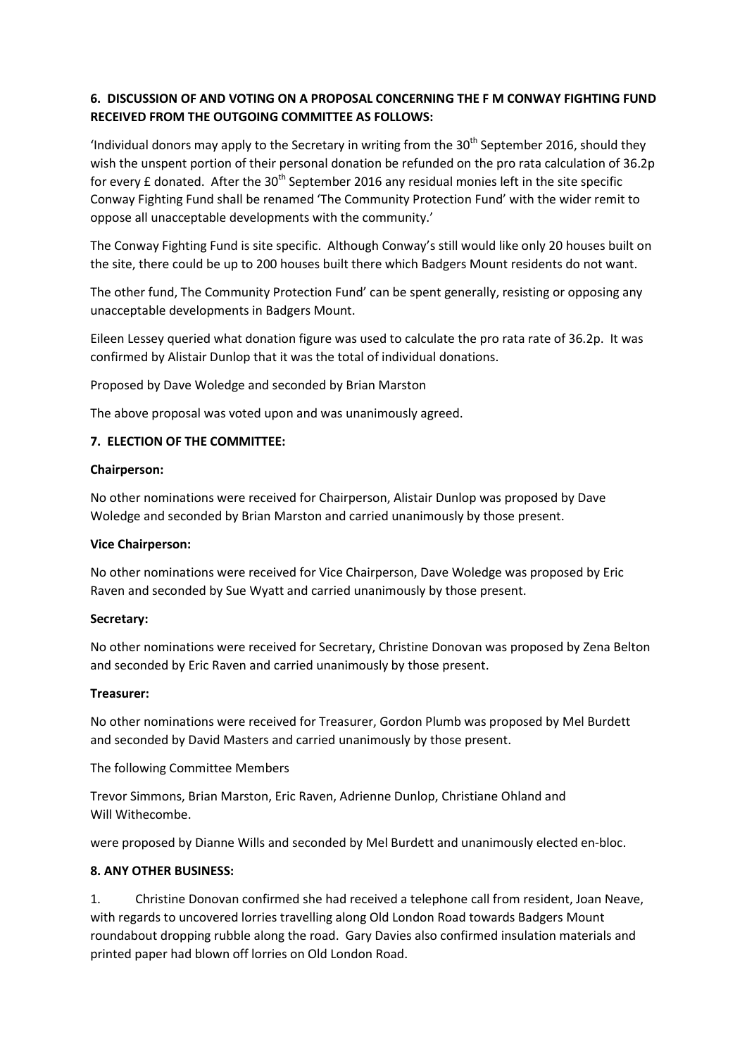**6. DISCUSSION OF AND VOTING ON A PROPOSAL CONCERNING THE F M CONWAY FIGHTING FUND RECEIVED FROM THE OUTGOING COMMITTEE AS FOLLOWS:**

'Individual donors may apply to the Secretary in writing from the 30th September 2016, should they wish the unspent portion of their personal donation be refunded on the pro rata calculation of 36.2p for every £ donated. After the 30th September 2016 any residual monies left in the site specific Conway Fighting Fund shall be renamed 'The Community Protection Fund' with the wider remit to oppose all unacceptable developments with the community.'

The Conway Fighting Fund is site specific. Although Conway's still would like only 20 houses built on the site, there could be up to 200 houses built there which Badgers Mount residents do not want.

The other fund, The Community Protection Fund' can be spent generally, resisting or opposing any unacceptable developments in Badgers Mount.

Eileen Lessey queried what donation figure was used to calculate the pro rata rate of 36.2p. It was confirmed by Alistair Dunlop that it was the total of individual donations.

Proposed by Dave Woledge and seconded by Brian Marston

The above proposal was voted upon and was unanimously agreed.

**7. ELECTION OF THE COMMITTEE:**

**Chairperson:**

No other nominations were received for Chairperson, Alistair Dunlop was proposed by Dave Woledge and seconded by Brian Marston and carried unanimously by those present.

**Vice Chairperson:**

No other nominations were received for Vice Chairperson, Dave Woledge was proposed by Eric Raven and seconded by Sue Wyatt and carried unanimously by those present.

**Secretary:**

No other nominations were received for Secretary, Christine Donovan was proposed by Zena Belton and seconded by Eric Raven and carried unanimously by those present.

**Treasurer:**

No other nominations were received for Treasurer, Gordon Plumb was proposed by Mel Burdett and seconded by David Masters and carried unanimously by those present.

The following Committee Members

Trevor Simmons, Brian Marston, Eric Raven, Adrienne Dunlop, Christiane Ohland and Will Withecombe.

were proposed by Dianne Wills and seconded by Mel Burdett and unanimously elected en-bloc.

**8. ANY OTHER BUSINESS:**

1. Christine Donovan confirmed she had received a telephone call from resident, Joan Neave, with regards to uncovered lorries travelling along Old London Road towards Badgers Mount roundabout dropping rubble along the road. Gary Davies also confirmed insulation materials and printed paper had blown off lorries on Old London Road.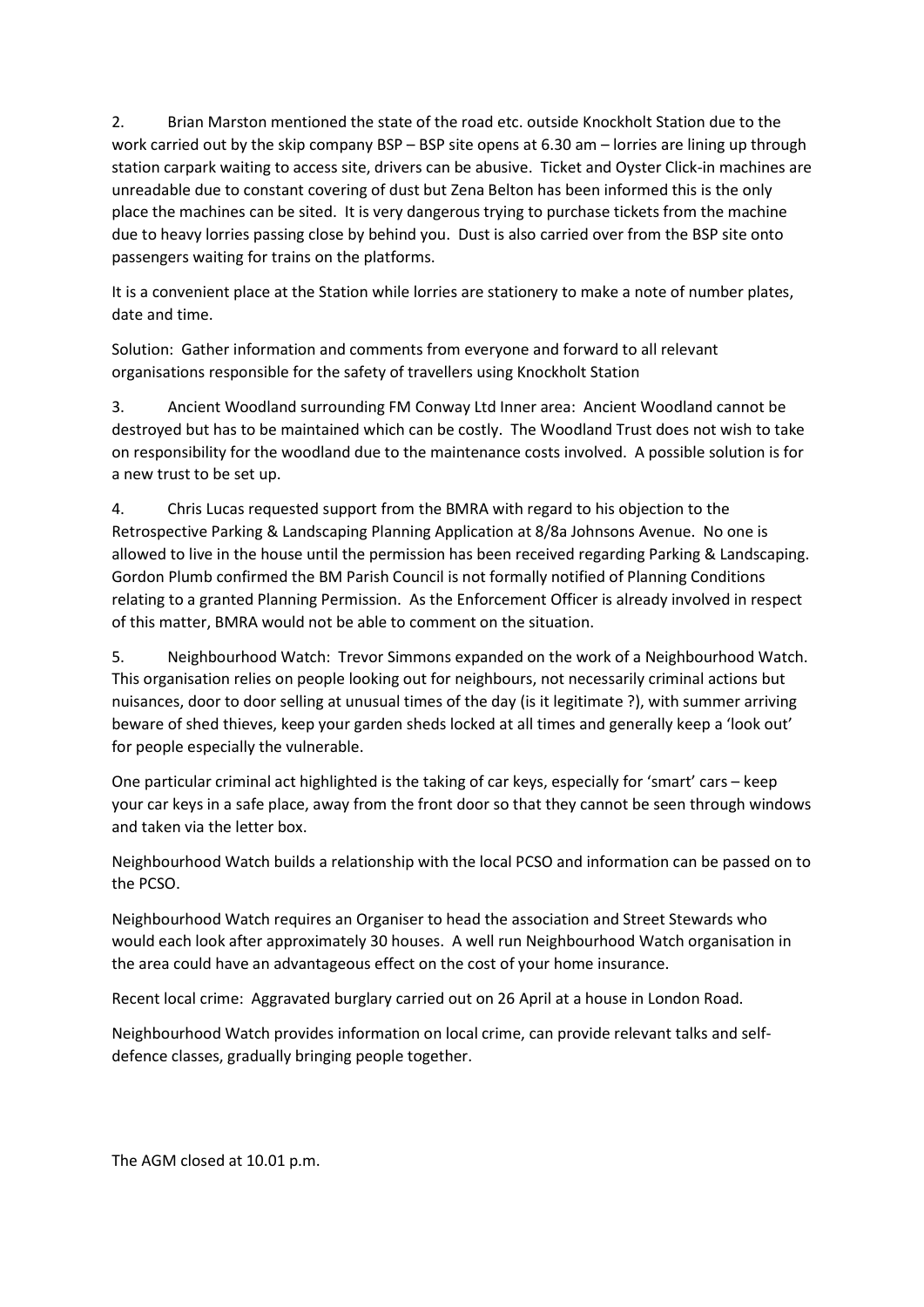2. Brian Marston mentioned the state of the road etc. outside Knockholt Station due to the work carried out by the skip company BSP – BSP site opens at 6.30 am – lorries are lining up through station carpark waiting to access site, drivers can be abusive. Ticket and Oyster Click-in machines are unreadable due to constant covering of dust but Zena Belton has been informed this is the only place the machines can be sited. It is very dangerous trying to purchase tickets from the machine due to heavy lorries passing close by behind you. Dust is also carried over from the BSP site onto passengers waiting for trains on the platforms.

It is a convenient place at the Station while lorries are stationery to make a note of number plates, date and time.

Solution: Gather information and comments from everyone and forward to all relevant organisations responsible for the safety of travellers using Knockholt Station

3. Ancient Woodland surrounding FM Conway Ltd Inner area: Ancient Woodland cannot be destroyed but has to be maintained which can be costly. The Woodland Trust does not wish to take on responsibility for the woodland due to the maintenance costs involved. A possible solution is for a new trust to be set up.

4. Chris Lucas requested support from the BMRA with regard to his objection to the Retrospective Parking & Landscaping Planning Application at 8/8a Johnsons Avenue. No one is allowed to live in the house until the permission has been received regarding Parking & Landscaping. Gordon Plumb confirmed the BM Parish Council is not formally notified of Planning Conditions relating to a granted Planning Permission. As the Enforcement Officer is already involved in respect of this matter, BMRA would not be able to comment on the situation.

5. Neighbourhood Watch: Trevor Simmons expanded on the work of a Neighbourhood Watch. This organisation relies on people looking out for neighbours, not necessarily criminal actions but nuisances, door to door selling at unusual times of the day (is it legitimate ?), with summer arriving beware of shed thieves, keep your garden sheds locked at all times and generally keep a 'look out' for people especially the vulnerable.

One particular criminal act highlighted is the taking of car keys, especially for 'smart' cars – keep your car keys in a safe place, away from the front door so that they cannot be seen through windows and taken via the letter box.

Neighbourhood Watch builds a relationship with the local PCSO and information can be passed on to the PCSO.

Neighbourhood Watch requires an Organiser to head the association and Street Stewards who would each look after approximately 30 houses. A well run Neighbourhood Watch organisation in the area could have an advantageous effect on the cost of your home insurance.

Recent local crime: Aggravated burglary carried out on 26 April at a house in London Road.

Neighbourhood Watch provides information on local crime, can provide relevant talks and self-defence classes, gradually bringing people together.

The AGM closed at 10.01 p.m.